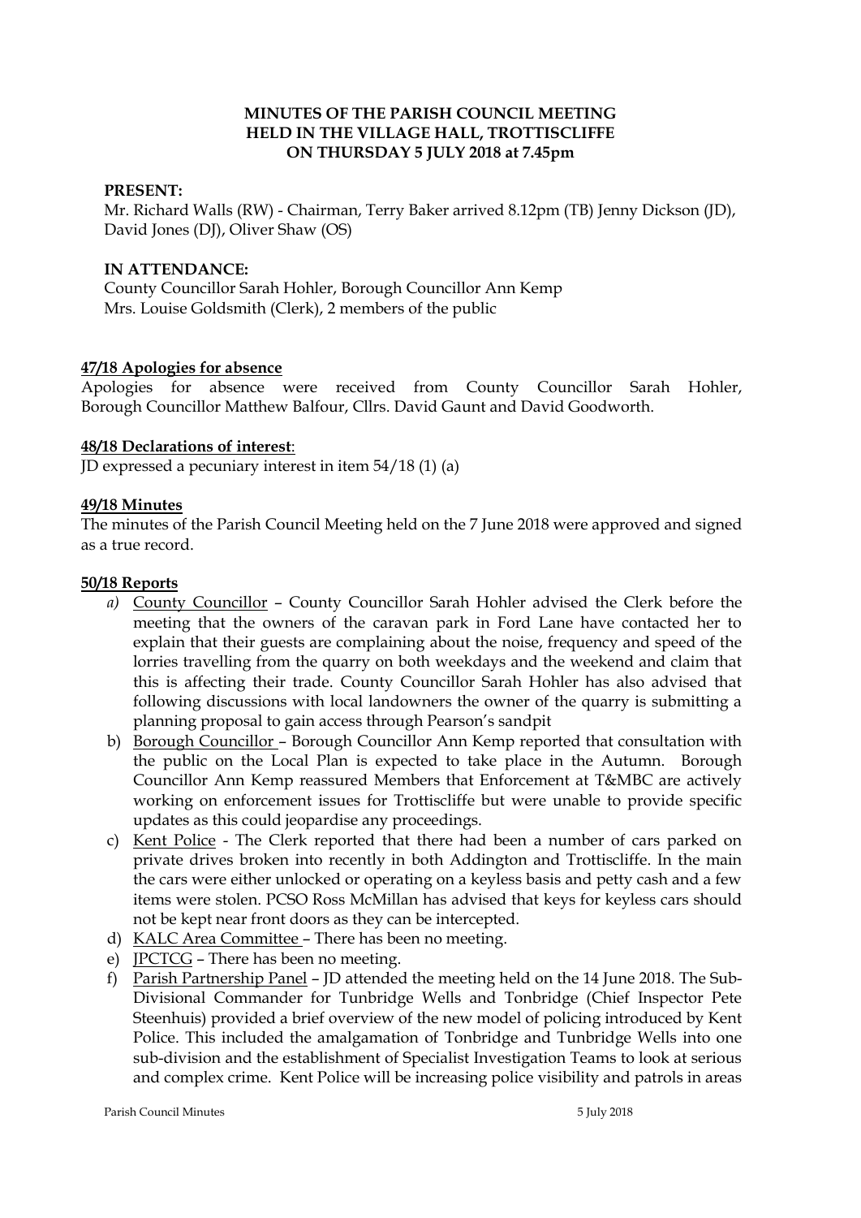**MINUTES OF THE PARISH COUNCIL MEETING HELD IN THE VILLAGE HALL, TROTTISCLIFFE ON THURSDAY 5 JULY 2018 at 7.45pm**

**PRESENT:**

Mr. Richard Walls (RW) - Chairman, Terry Baker arrived 8.12pm (TB) Jenny Dickson (JD), David Jones (DJ), Oliver Shaw (OS)

**IN ATTENDANCE:**

County Councillor Sarah Hohler, Borough Councillor Ann Kemp
Mrs. Louise Goldsmith (Clerk), 2 members of the public

**47/18 Apologies for absence**

Apologies for absence were received from County Councillor Sarah Hohler, Borough Councillor Matthew Balfour, Cllrs. David Gaunt and David Goodworth.

**48/18 Declarations of interest**:

JD expressed a pecuniary interest in item 54/18 (1) (a)

**49/18 Minutes**

The minutes of the Parish Council Meeting held on the 7 June 2018 were approved and signed as a true record.

**50/18 Reports**

*a)* County Councillor – County Councillor Sarah Hohler advised the Clerk before the meeting that the owners of the caravan park in Ford Lane have contacted her to explain that their guests are complaining about the noise, frequency and speed of the lorries travelling from the quarry on both weekdays and the weekend and claim that this is affecting their trade. County Councillor Sarah Hohler has also advised that following discussions with local landowners the owner of the quarry is submitting a planning proposal to gain access through Pearson's sandpit

b) Borough Councillor – Borough Councillor Ann Kemp reported that consultation with the public on the Local Plan is expected to take place in the Autumn. Borough Councillor Ann Kemp reassured Members that Enforcement at T&MBC are actively working on enforcement issues for Trottiscliffe but were unable to provide specific updates as this could jeopardise any proceedings.

c) Kent Police - The Clerk reported that there had been a number of cars parked on private drives broken into recently in both Addington and Trottiscliffe. In the main the cars were either unlocked or operating on a keyless basis and petty cash and a few items were stolen. PCSO Ross McMillan has advised that keys for keyless cars should not be kept near front doors as they can be intercepted.

d) KALC Area Committee – There has been no meeting.

e) JPCTCG – There has been no meeting.

f) Parish Partnership Panel – JD attended the meeting held on the 14 June 2018. The Sub-Divisional Commander for Tunbridge Wells and Tonbridge (Chief Inspector Pete Steenhuis) provided a brief overview of the new model of policing introduced by Kent Police. This included the amalgamation of Tonbridge and Tunbridge Wells into one sub-division and the establishment of Specialist Investigation Teams to look at serious and complex crime. Kent Police will be increasing police visibility and patrols in areas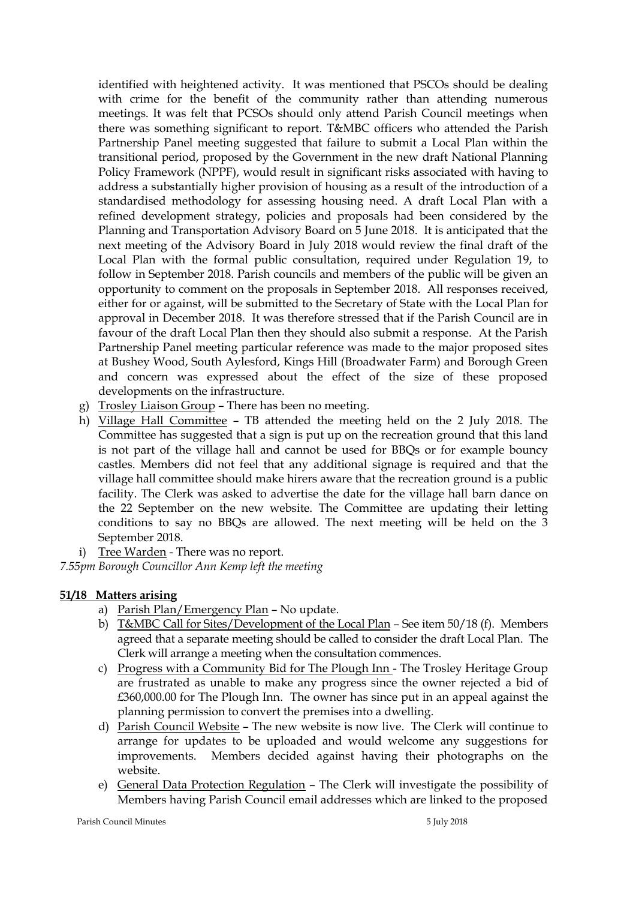identified with heightened activity. It was mentioned that PSCOs should be dealing with crime for the benefit of the community rather than attending numerous meetings. It was felt that PCSOs should only attend Parish Council meetings when there was something significant to report. T&MBC officers who attended the Parish Partnership Panel meeting suggested that failure to submit a Local Plan within the transitional period, proposed by the Government in the new draft National Planning Policy Framework (NPPF), would result in significant risks associated with having to address a substantially higher provision of housing as a result of the introduction of a standardised methodology for assessing housing need. A draft Local Plan with a refined development strategy, policies and proposals had been considered by the Planning and Transportation Advisory Board on 5 June 2018. It is anticipated that the next meeting of the Advisory Board in July 2018 would review the final draft of the Local Plan with the formal public consultation, required under Regulation 19, to follow in September 2018. Parish councils and members of the public will be given an opportunity to comment on the proposals in September 2018. All responses received, either for or against, will be submitted to the Secretary of State with the Local Plan for approval in December 2018. It was therefore stressed that if the Parish Council are in favour of the draft Local Plan then they should also submit a response. At the Parish Partnership Panel meeting particular reference was made to the major proposed sites at Bushey Wood, South Aylesford, Kings Hill (Broadwater Farm) and Borough Green and concern was expressed about the effect of the size of these proposed developments on the infrastructure.

g) Trosley Liaison Group – There has been no meeting.
h) Village Hall Committee – TB attended the meeting held on the 2 July 2018. The Committee has suggested that a sign is put up on the recreation ground that this land is not part of the village hall and cannot be used for BBQs or for example bouncy castles. Members did not feel that any additional signage is required and that the village hall committee should make hirers aware that the recreation ground is a public facility. The Clerk was asked to advertise the date for the village hall barn dance on the 22 September on the new website. The Committee are updating their letting conditions to say no BBQs are allowed. The next meeting will be held on the 3 September 2018.
i) Tree Warden - There was no report.

*7.55pm Borough Councillor Ann Kemp left the meeting*

**51/18 Matters arising**

a) Parish Plan/Emergency Plan – No update.
b) T&MBC Call for Sites/Development of the Local Plan – See item 50/18 (f). Members agreed that a separate meeting should be called to consider the draft Local Plan. The Clerk will arrange a meeting when the consultation commences.
c) Progress with a Community Bid for The Plough Inn - The Trosley Heritage Group are frustrated as unable to make any progress since the owner rejected a bid of £360,000.00 for The Plough Inn. The owner has since put in an appeal against the planning permission to convert the premises into a dwelling.
d) Parish Council Website – The new website is now live. The Clerk will continue to arrange for updates to be uploaded and would welcome any suggestions for improvements. Members decided against having their photographs on the website.
e) General Data Protection Regulation – The Clerk will investigate the possibility of Members having Parish Council email addresses which are linked to the proposed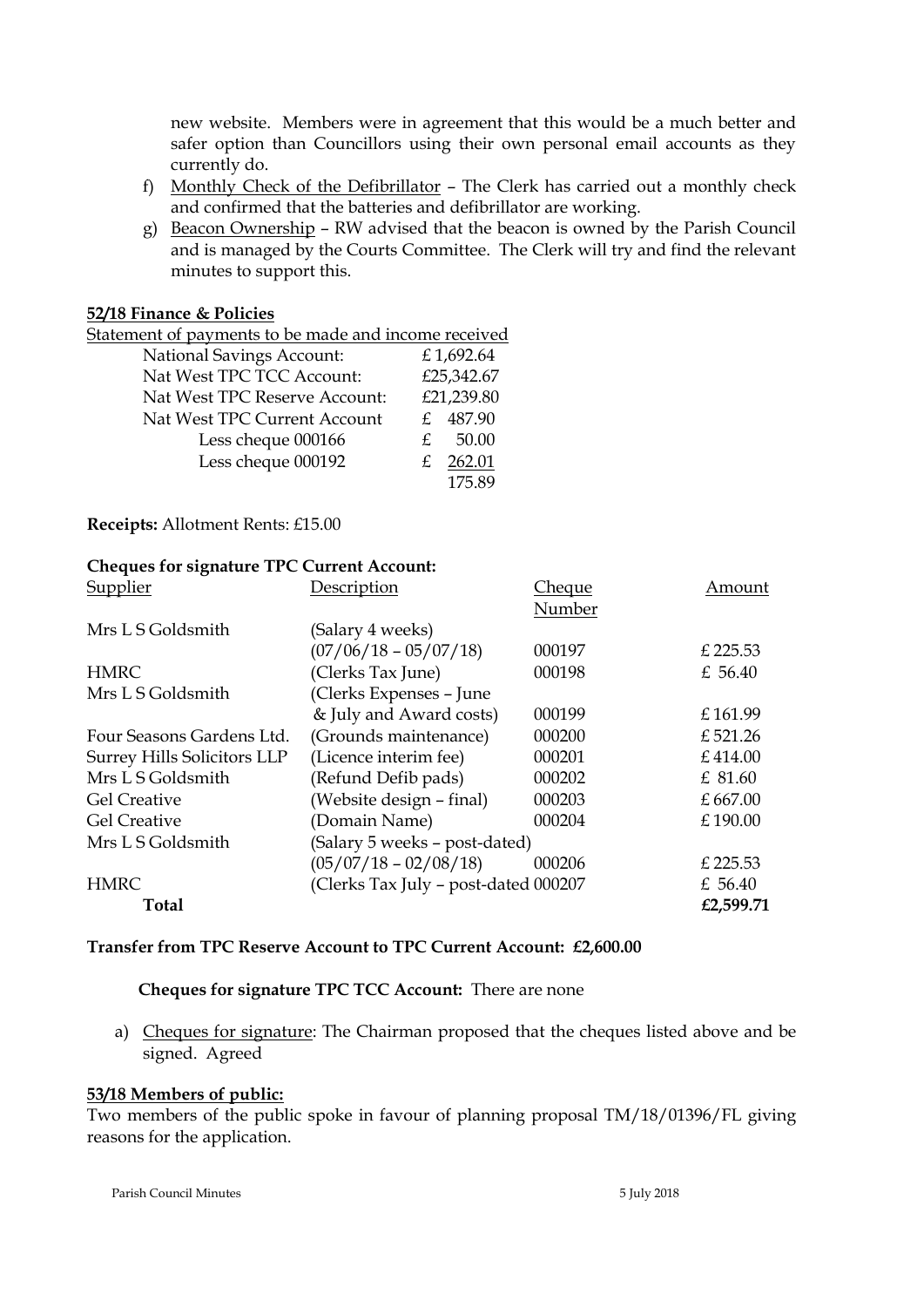new website. Members were in agreement that this would be a much better and safer option than Councillors using their own personal email accounts as they currently do.

f) Monthly Check of the Defibrillator – The Clerk has carried out a monthly check and confirmed that the batteries and defibrillator are working.

g) Beacon Ownership – RW advised that the beacon is owned by the Parish Council and is managed by the Courts Committee. The Clerk will try and find the relevant minutes to support this.

**52/18 Finance & Policies**

Statement of payments to be made and income received

| | |
|---|---|
| National Savings Account: | £1,692.64 |
| Nat West TPC TCC Account: | £25,342.67 |
| Nat West TPC Reserve Account: | £21,239.80 |
| Nat West TPC Current Account | £ 487.90 |
| Less cheque 000166 | £ 50.00 |
| Less cheque 000192 | £ 262.01 |
| | 175.89 |

**Receipts:** Allotment Rents: £15.00

**Cheques for signature TPC Current Account:**

| Supplier | Description | Cheque Number | Amount |
|---|---|---|---|
| Mrs L S Goldsmith | (Salary 4 weeks) (07/06/18 – 05/07/18) | 000197 | £225.53 |
| HMRC | (Clerks Tax June) | 000198 | £ 56.40 |
| Mrs L S Goldsmith | (Clerks Expenses – June & July and Award costs) | 000199 | £161.99 |
| Four Seasons Gardens Ltd. | (Grounds maintenance) | 000200 | £521.26 |
| Surrey Hills Solicitors LLP | (Licence interim fee) | 000201 | £414.00 |
| Mrs L S Goldsmith | (Refund Defib pads) | 000202 | £ 81.60 |
| Gel Creative | (Website design – final) | 000203 | £667.00 |
| Gel Creative | (Domain Name) | 000204 | £190.00 |
| Mrs L S Goldsmith | (Salary 5 weeks – post-dated) (05/07/18 – 02/08/18) | 000206 | £225.53 |
| HMRC | (Clerks Tax July – post-dated | 000207 | £ 56.40 |
| **Total** | | | **£2,599.71** |

**Transfer from TPC Reserve Account to TPC Current Account: £2,600.00**

**Cheques for signature TPC TCC Account:** There are none

a) Cheques for signature: The Chairman proposed that the cheques listed above and be signed. Agreed

**53/18 Members of public:**

Two members of the public spoke in favour of planning proposal TM/18/01396/FL giving reasons for the application.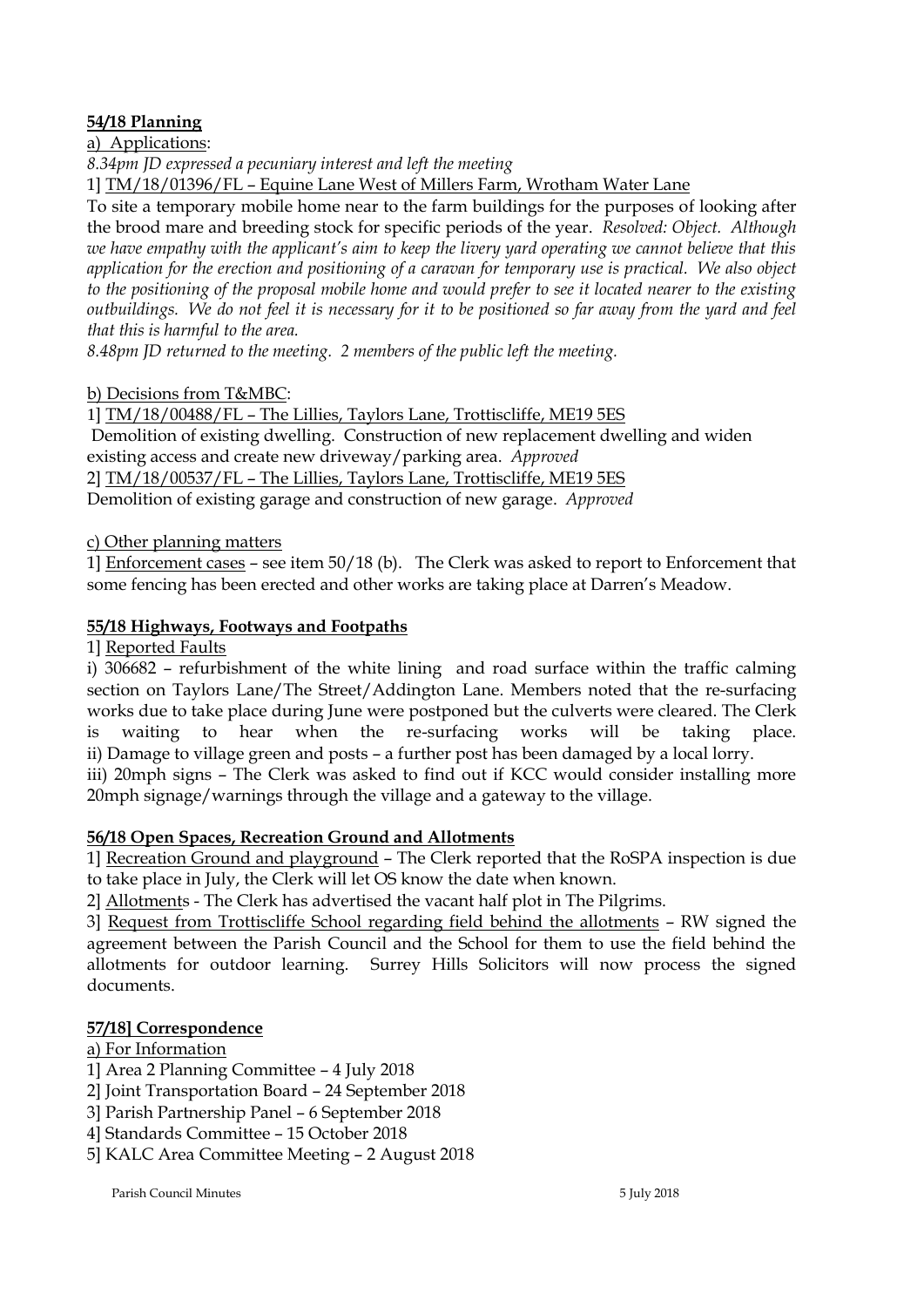**54/18 Planning**

a) <u>Applications</u>:

*8.34pm JD expressed a pecuniary interest and left the meeting*

1] <u>TM/18/01396/FL – Equine Lane West of Millers Farm, Wrotham Water Lane</u>

To site a temporary mobile home near to the farm buildings for the purposes of looking after the brood mare and breeding stock for specific periods of the year. *Resolved: Object. Although we have empathy with the applicant's aim to keep the livery yard operating we cannot believe that this application for the erection and positioning of a caravan for temporary use is practical. We also object to the positioning of the proposal mobile home and would prefer to see it located nearer to the existing outbuildings. We do not feel it is necessary for it to be positioned so far away from the yard and feel that this is harmful to the area.*

*8.48pm JD returned to the meeting. 2 members of the public left the meeting.*

b) <u>Decisions from T&MBC</u>:

1] <u>TM/18/00488/FL – The Lillies, Taylors Lane, Trottiscliffe, ME19 5ES</u>

Demolition of existing dwelling. Construction of new replacement dwelling and widen existing access and create new driveway/parking area. *Approved*

2] <u>TM/18/00537/FL – The Lillies, Taylors Lane, Trottiscliffe, ME19 5ES</u>

Demolition of existing garage and construction of new garage. *Approved*

c) <u>Other planning matters</u>

1] <u>Enforcement cases</u> – see item 50/18 (b). The Clerk was asked to report to Enforcement that some fencing has been erected and other works are taking place at Darren's Meadow.

**55/18 Highways, Footways and Footpaths**

1] <u>Reported Faults</u>

i) 306682 – refurbishment of the white lining and road surface within the traffic calming section on Taylors Lane/The Street/Addington Lane. Members noted that the re-surfacing works due to take place during June were postponed but the culverts were cleared. The Clerk is waiting to hear when the re-surfacing works will be taking place.

ii) Damage to village green and posts – a further post has been damaged by a local lorry.

iii) 20mph signs – The Clerk was asked to find out if KCC would consider installing more 20mph signage/warnings through the village and a gateway to the village.

**56/18 Open Spaces, Recreation Ground and Allotments**

1] <u>Recreation Ground and playground</u> – The Clerk reported that the RoSPA inspection is due to take place in July, the Clerk will let OS know the date when known.

2] <u>Allotments</u> - The Clerk has advertised the vacant half plot in The Pilgrims.

3] <u>Request from Trottiscliffe School regarding field behind the allotments</u> – RW signed the agreement between the Parish Council and the School for them to use the field behind the allotments for outdoor learning. Surrey Hills Solicitors will now process the signed documents.

**57/18] Correspondence**

a) <u>For Information</u>

1] Area 2 Planning Committee – 4 July 2018

2] Joint Transportation Board – 24 September 2018

3] Parish Partnership Panel – 6 September 2018

4] Standards Committee – 15 October 2018

5] KALC Area Committee Meeting – 2 August 2018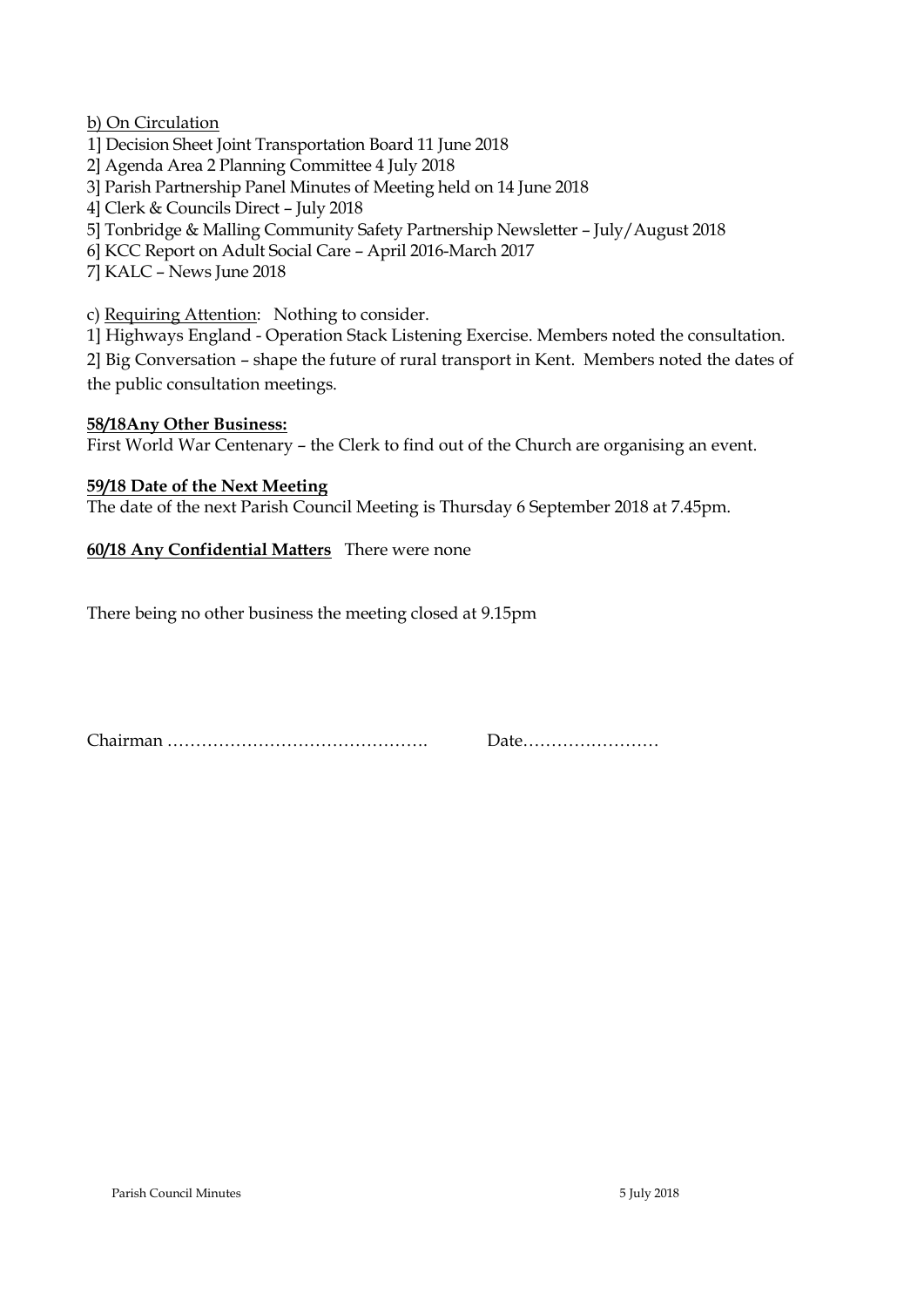b) On Circulation

1] Decision Sheet Joint Transportation Board 11 June 2018
2] Agenda Area 2 Planning Committee 4 July 2018
3] Parish Partnership Panel Minutes of Meeting held on 14 June 2018
4] Clerk & Councils Direct – July 2018
5] Tonbridge & Malling Community Safety Partnership Newsletter – July/August 2018
6] KCC Report on Adult Social Care – April 2016-March 2017
7] KALC – News June 2018

c) Requiring Attention: Nothing to consider.

1] Highways England - Operation Stack Listening Exercise. Members noted the consultation.
2] Big Conversation – shape the future of rural transport in Kent. Members noted the dates of the public consultation meetings.

**58/18Any Other Business:**
First World War Centenary – the Clerk to find out of the Church are organising an event.

**59/18 Date of the Next Meeting**
The date of the next Parish Council Meeting is Thursday 6 September 2018 at 7.45pm.

**60/18 Any Confidential Matters** There were none

There being no other business the meeting closed at 9.15pm

Chairman ………………………………………. Date……………………